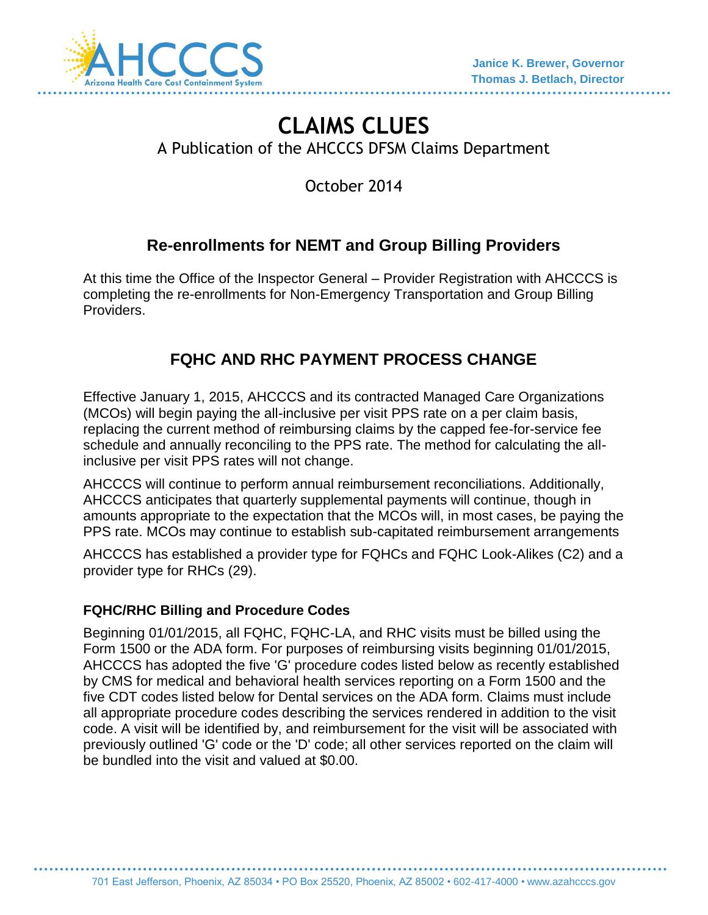Janice K. Brewer, Governor
Thomas J. Betlach, Director

# CLAIMS CLUES

A Publication of the AHCCCS DFSM Claims Department

October 2014

## Re-enrollments for NEMT and Group Billing Providers

At this time the Office of the Inspector General – Provider Registration with AHCCCS is completing the re-enrollments for Non-Emergency Transportation and Group Billing Providers.

## FQHC AND RHC PAYMENT PROCESS CHANGE

Effective January 1, 2015, AHCCCS and its contracted Managed Care Organizations (MCOs) will begin paying the all-inclusive per visit PPS rate on a per claim basis, replacing the current method of reimbursing claims by the capped fee-for-service fee schedule and annually reconciling to the PPS rate. The method for calculating the all-inclusive per visit PPS rates will not change.

AHCCCS will continue to perform annual reimbursement reconciliations. Additionally, AHCCCS anticipates that quarterly supplemental payments will continue, though in amounts appropriate to the expectation that the MCOs will, in most cases, be paying the PPS rate. MCOs may continue to establish sub-capitated reimbursement arrangements

AHCCCS has established a provider type for FQHCs and FQHC Look-Alikes (C2) and a provider type for RHCs (29).

### FQHC/RHC Billing and Procedure Codes

Beginning 01/01/2015, all FQHC, FQHC-LA, and RHC visits must be billed using the Form 1500 or the ADA form. For purposes of reimbursing visits beginning 01/01/2015, AHCCCS has adopted the five 'G' procedure codes listed below as recently established by CMS for medical and behavioral health services reporting on a Form 1500 and the five CDT codes listed below for Dental services on the ADA form. Claims must include all appropriate procedure codes describing the services rendered in addition to the visit code. A visit will be identified by, and reimbursement for the visit will be associated with previously outlined 'G' code or the 'D' code; all other services reported on the claim will be bundled into the visit and valued at $0.00.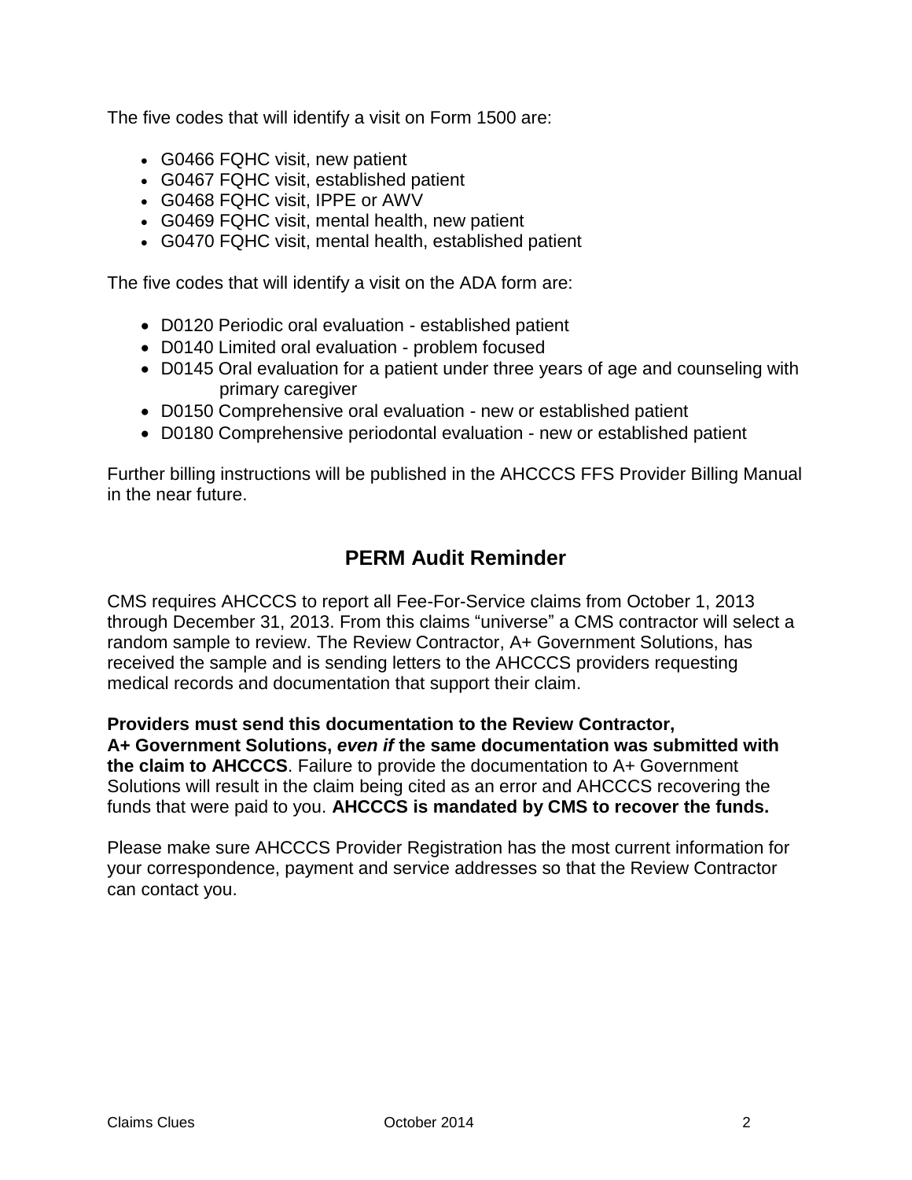The five codes that will identify a visit on Form 1500 are:

- G0466 FQHC visit, new patient
- G0467 FQHC visit, established patient
- G0468 FQHC visit, IPPE or AWV
- G0469 FQHC visit, mental health, new patient
- G0470 FQHC visit, mental health, established patient

The five codes that will identify a visit on the ADA form are:

- D0120 Periodic oral evaluation - established patient
- D0140 Limited oral evaluation - problem focused
- D0145 Oral evaluation for a patient under three years of age and counseling with primary caregiver
- D0150 Comprehensive oral evaluation - new or established patient
- D0180 Comprehensive periodontal evaluation - new or established patient

Further billing instructions will be published in the AHCCCS FFS Provider Billing Manual in the near future.

## PERM Audit Reminder

CMS requires AHCCCS to report all Fee-For-Service claims from October 1, 2013 through December 31, 2013. From this claims "universe" a CMS contractor will select a random sample to review. The Review Contractor, A+ Government Solutions, has received the sample and is sending letters to the AHCCCS providers requesting medical records and documentation that support their claim.

**Providers must send this documentation to the Review Contractor, A+ Government Solutions, *even if* the same documentation was submitted with the claim to AHCCCS**. Failure to provide the documentation to A+ Government Solutions will result in the claim being cited as an error and AHCCCS recovering the funds that were paid to you. **AHCCCS is mandated by CMS to recover the funds.**

Please make sure AHCCCS Provider Registration has the most current information for your correspondence, payment and service addresses so that the Review Contractor can contact you.